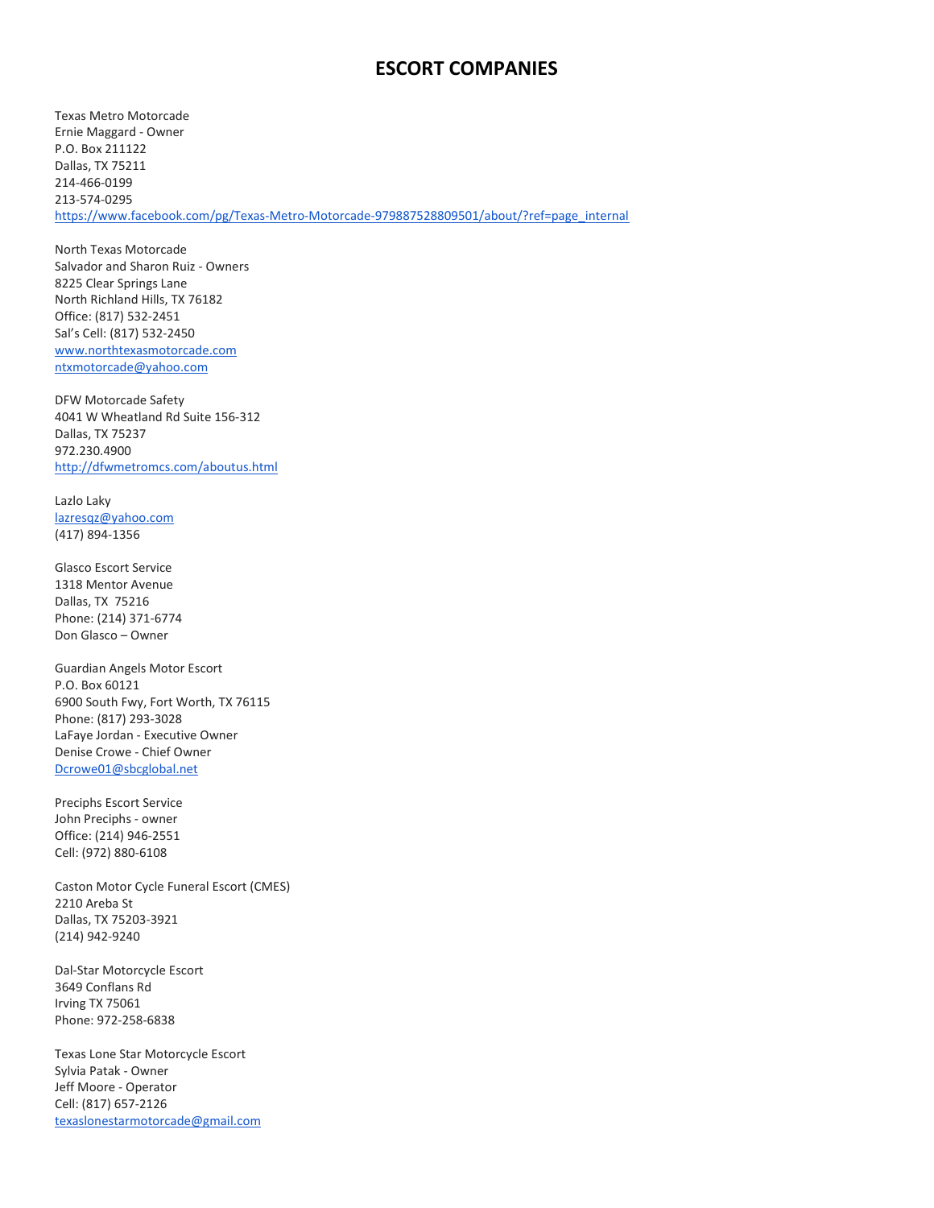# ESCORT COMPANIES

Texas Metro Motorcade
Ernie Maggard - Owner
P.O. Box 211122
Dallas, TX 75211
214-466-0199
213-574-0295
https://www.facebook.com/pg/Texas-Metro-Motorcade-979887528809501/about/?ref=page_internal

North Texas Motorcade
Salvador and Sharon Ruiz - Owners
8225 Clear Springs Lane
North Richland Hills, TX 76182
Office: (817) 532-2451
Sal's Cell: (817) 532-2450
www.northtexasmotorcade.com
ntxmotorcade@yahoo.com

DFW Motorcade Safety
4041 W Wheatland Rd Suite 156-312
Dallas, TX 75237
972.230.4900
http://dfwmetromcs.com/aboutus.html

Lazlo Laky
lazresqz@yahoo.com
(417) 894-1356

Glasco Escort Service
1318 Mentor Avenue
Dallas, TX 75216
Phone: (214) 371-6774
Don Glasco – Owner

Guardian Angels Motor Escort
P.O. Box 60121
6900 South Fwy, Fort Worth, TX 76115
Phone: (817) 293-3028
LaFaye Jordan - Executive Owner
Denise Crowe - Chief Owner
Dcrowe01@sbcglobal.net

Preciphs Escort Service
John Preciphs - owner
Office: (214) 946-2551
Cell: (972) 880-6108

Caston Motor Cycle Funeral Escort (CMES)
2210 Areba St
Dallas, TX 75203-3921
(214) 942-9240

Dal-Star Motorcycle Escort
3649 Conflans Rd
Irving TX 75061
Phone: 972-258-6838

Texas Lone Star Motorcycle Escort
Sylvia Patak - Owner
Jeff Moore - Operator
Cell: (817) 657-2126
texaslonestarmotorcade@gmail.com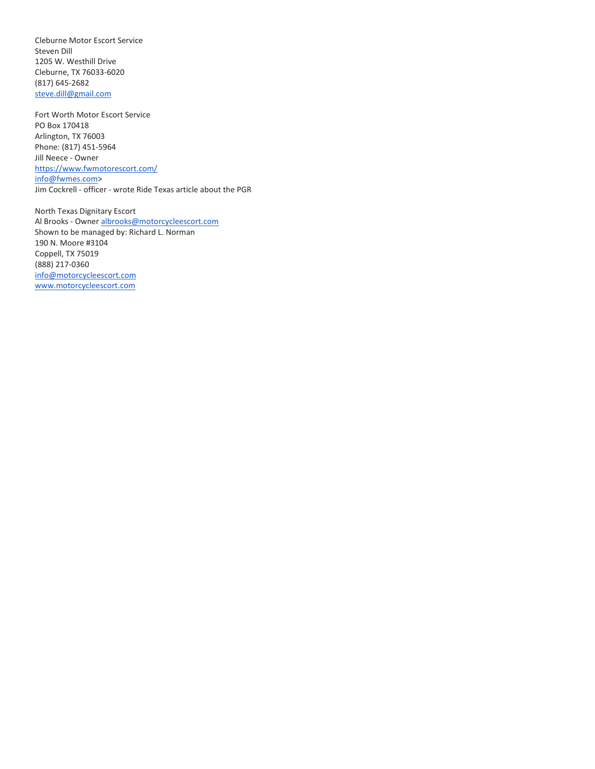Cleburne Motor Escort Service
Steven Dill
1205 W. Westhill Drive
Cleburne, TX 76033-6020
(817) 645-2682
steve.dill@gmail.com

Fort Worth Motor Escort Service
PO Box 170418
Arlington, TX 76003
Phone: (817) 451-5964
Jill Neece - Owner
https://www.fwmotorescort.com/
info@fwmes.com>
Jim Cockrell - officer - wrote Ride Texas article about the PGR

North Texas Dignitary Escort
Al Brooks - Owner albrooks@motorcycleescort.com
Shown to be managed by: Richard L. Norman
190 N. Moore #3104
Coppell, TX 75019
(888) 217-0360
info@motorcycleescort.com
www.motorcycleescort.com